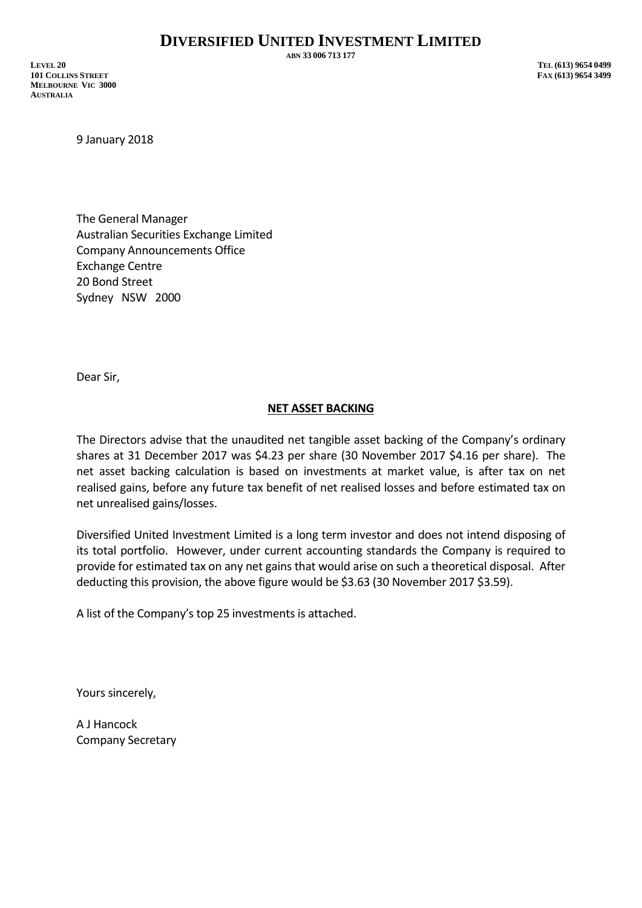# DIVERSIFIED UNITED INVESTMENT LIMITED

ABN 33 006 713 177

LEVEL 20
101 COLLINS STREET
MELBOURNE VIC 3000
AUSTRALIA

TEL (613) 9654 0499
FAX (613) 9654 3499

9 January 2018

The General Manager
Australian Securities Exchange Limited
Company Announcements Office
Exchange Centre
20 Bond Street
Sydney NSW 2000

Dear Sir,

**NET ASSET BACKING**

The Directors advise that the unaudited net tangible asset backing of the Company's ordinary shares at 31 December 2017 was $4.23 per share (30 November 2017 $4.16 per share). The net asset backing calculation is based on investments at market value, is after tax on net realised gains, before any future tax benefit of net realised losses and before estimated tax on net unrealised gains/losses.

Diversified United Investment Limited is a long term investor and does not intend disposing of its total portfolio. However, under current accounting standards the Company is required to provide for estimated tax on any net gains that would arise on such a theoretical disposal. After deducting this provision, the above figure would be $3.63 (30 November 2017 $3.59).

A list of the Company's top 25 investments is attached.

Yours sincerely,

A J Hancock
Company Secretary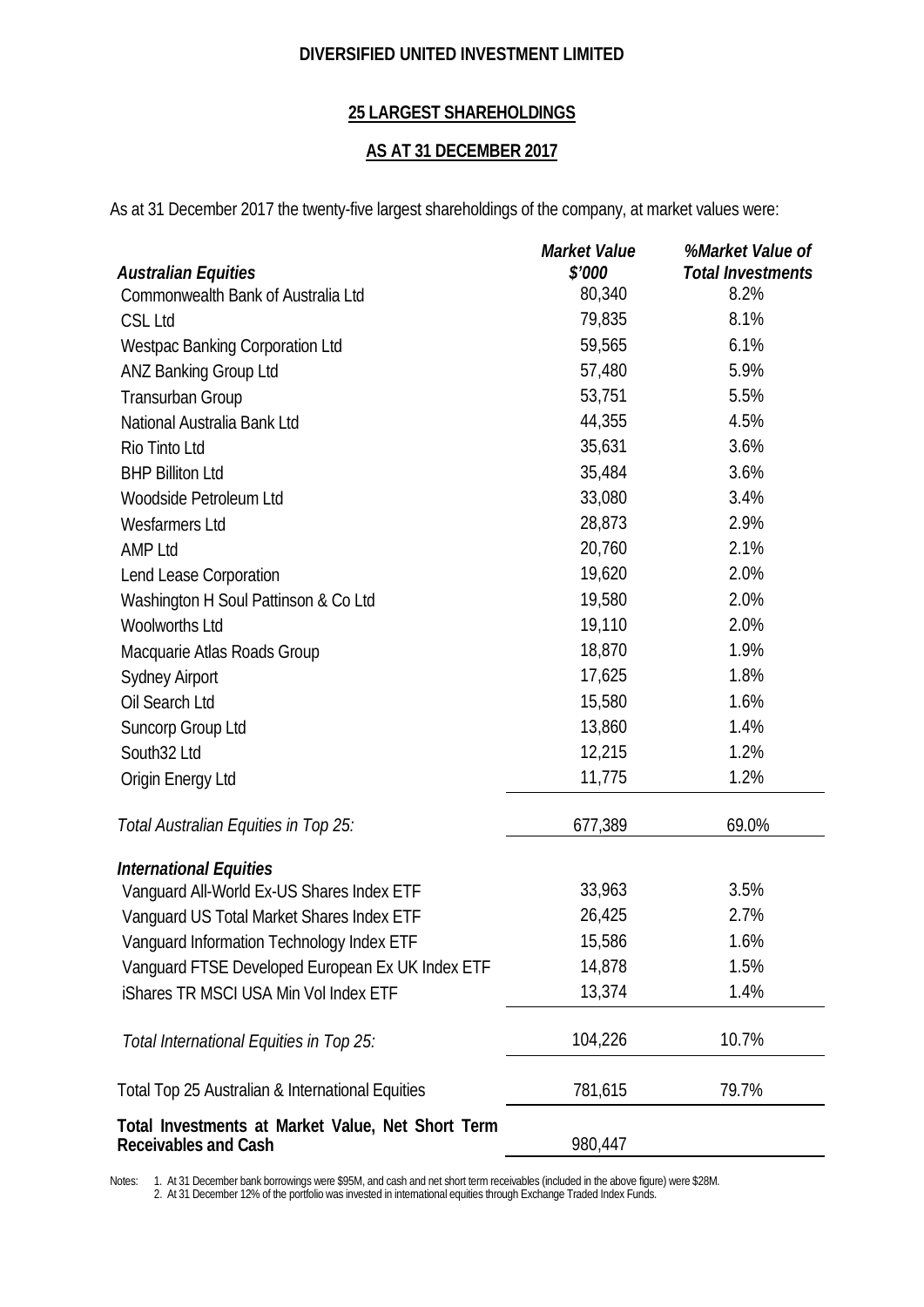**DIVERSIFIED UNITED INVESTMENT LIMITED**

**25 LARGEST SHAREHOLDINGS**

**AS AT 31 DECEMBER 2017**

As at 31 December 2017 the twenty-five largest shareholdings of the company, at market values were:

| ***Australian Equities*** | ***Market Value $'000*** | ***%Market Value of Total Investments*** |
|---|---|---|
| Commonwealth Bank of Australia Ltd | 80,340 | 8.2% |
| CSL Ltd | 79,835 | 8.1% |
| Westpac Banking Corporation Ltd | 59,565 | 6.1% |
| ANZ Banking Group Ltd | 57,480 | 5.9% |
| Transurban Group | 53,751 | 5.5% |
| National Australia Bank Ltd | 44,355 | 4.5% |
| Rio Tinto Ltd | 35,631 | 3.6% |
| BHP Billiton Ltd | 35,484 | 3.6% |
| Woodside Petroleum Ltd | 33,080 | 3.4% |
| Wesfarmers Ltd | 28,873 | 2.9% |
| AMP Ltd | 20,760 | 2.1% |
| Lend Lease Corporation | 19,620 | 2.0% |
| Washington H Soul Pattinson & Co Ltd | 19,580 | 2.0% |
| Woolworths Ltd | 19,110 | 2.0% |
| Macquarie Atlas Roads Group | 18,870 | 1.9% |
| Sydney Airport | 17,625 | 1.8% |
| Oil Search Ltd | 15,580 | 1.6% |
| Suncorp Group Ltd | 13,860 | 1.4% |
| South32 Ltd | 12,215 | 1.2% |
| Origin Energy Ltd | 11,775 | 1.2% |
| *Total Australian Equities in Top 25:* | 677,389 | 69.0% |
| ***International Equities*** | | |
| Vanguard All-World Ex-US Shares Index ETF | 33,963 | 3.5% |
| Vanguard US Total Market Shares Index ETF | 26,425 | 2.7% |
| Vanguard Information Technology Index ETF | 15,586 | 1.6% |
| Vanguard FTSE Developed European Ex UK Index ETF | 14,878 | 1.5% |
| iShares TR MSCI USA Min Vol Index ETF | 13,374 | 1.4% |
| *Total International Equities in Top 25:* | 104,226 | 10.7% |
| Total Top 25 Australian & International Equities | 781,615 | 79.7% |
| **Total Investments at Market Value, Net Short Term Receivables and Cash** | 980,447 | |

Notes:
1. At 31 December bank borrowings were $95M, and cash and net short term receivables (included in the above figure) were $28M.
2. At 31 December 12% of the portfolio was invested in international equities through Exchange Traded Index Funds.